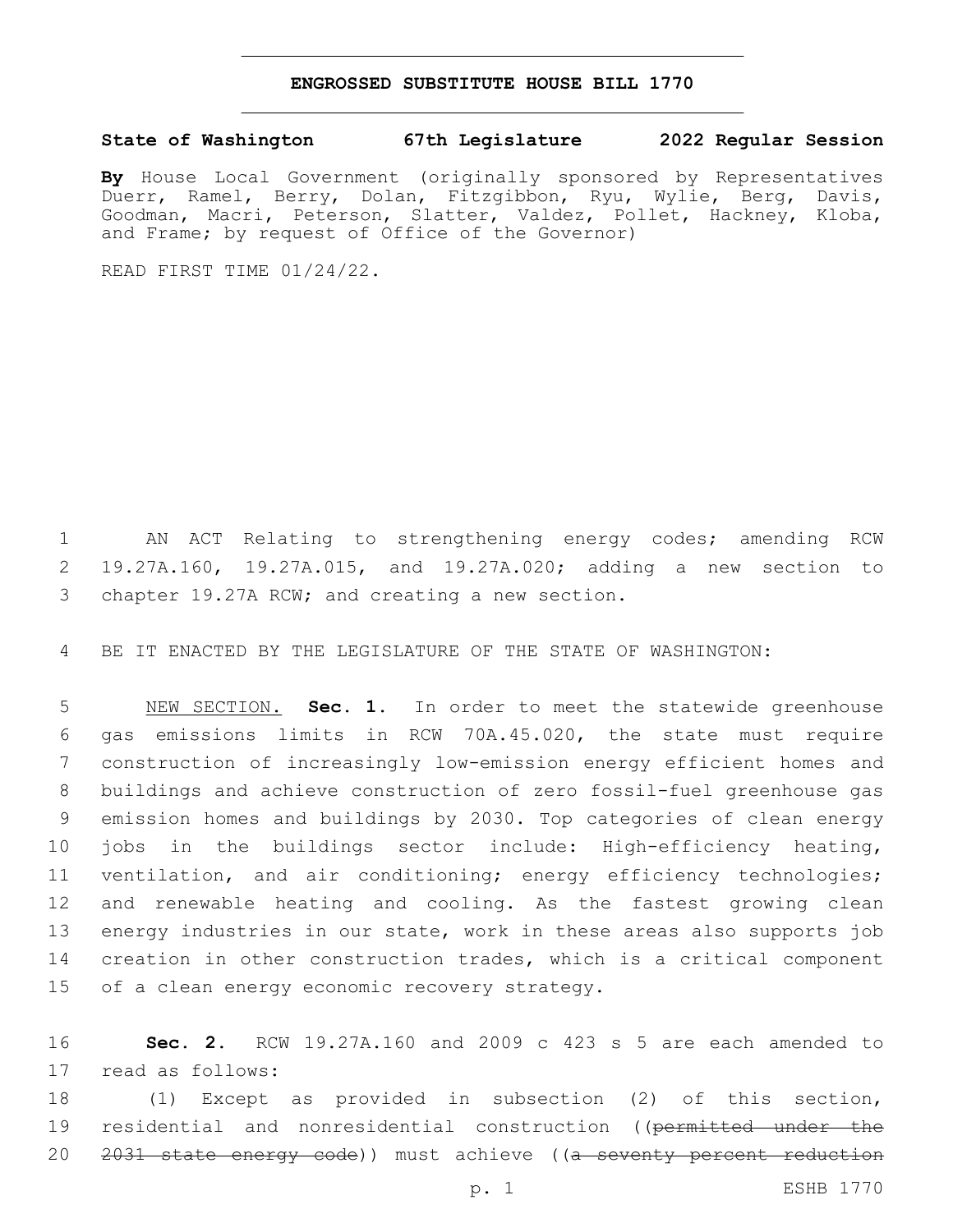# ENGROSSED SUBSTITUTE HOUSE BILL 1770

**State of Washington 67th Legislature 2022 Regular Session**

**By** House Local Government (originally sponsored by Representatives Duerr, Ramel, Berry, Dolan, Fitzgibbon, Ryu, Wylie, Berg, Davis, Goodman, Macri, Peterson, Slatter, Valdez, Pollet, Hackney, Kloba, and Frame; by request of Office of the Governor)

READ FIRST TIME 01/24/22.

AN ACT Relating to strengthening energy codes; amending RCW 19.27A.160, 19.27A.015, and 19.27A.020; adding a new section to chapter 19.27A RCW; and creating a new section.

BE IT ENACTED BY THE LEGISLATURE OF THE STATE OF WASHINGTON:

NEW SECTION. **Sec. 1.** In order to meet the statewide greenhouse gas emissions limits in RCW 70A.45.020, the state must require construction of increasingly low-emission energy efficient homes and buildings and achieve construction of zero fossil-fuel greenhouse gas emission homes and buildings by 2030. Top categories of clean energy jobs in the buildings sector include: High-efficiency heating, ventilation, and air conditioning; energy efficiency technologies; and renewable heating and cooling. As the fastest growing clean energy industries in our state, work in these areas also supports job creation in other construction trades, which is a critical component of a clean energy economic recovery strategy.

**Sec. 2.** RCW 19.27A.160 and 2009 c 423 s 5 are each amended to read as follows:

(1) Except as provided in subsection (2) of this section, residential and nonresidential construction ((~~permitted under the 2031 state energy code~~)) must achieve ((~~a seventy percent reduction~~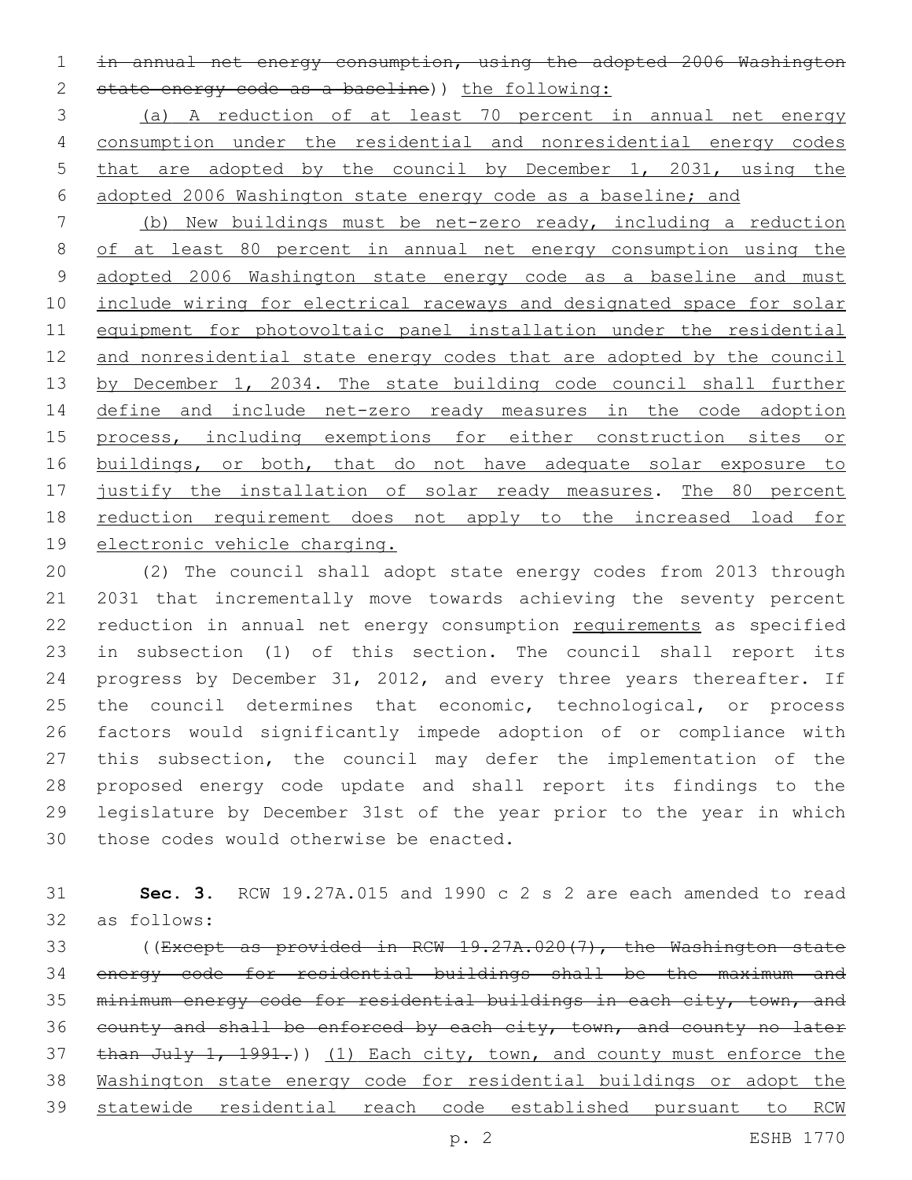in annual net energy consumption, using the adopted 2006 Washington state energy code as a baseline)) the following:

(a) A reduction of at least 70 percent in annual net energy consumption under the residential and nonresidential energy codes that are adopted by the council by December 1, 2031, using the adopted 2006 Washington state energy code as a baseline; and

(b) New buildings must be net-zero ready, including a reduction of at least 80 percent in annual net energy consumption using the adopted 2006 Washington state energy code as a baseline and must include wiring for electrical raceways and designated space for solar equipment for photovoltaic panel installation under the residential and nonresidential state energy codes that are adopted by the council by December 1, 2034. The state building code council shall further define and include net-zero ready measures in the code adoption process, including exemptions for either construction sites or buildings, or both, that do not have adequate solar exposure to justify the installation of solar ready measures. The 80 percent reduction requirement does not apply to the increased load for electronic vehicle charging.

(2) The council shall adopt state energy codes from 2013 through 2031 that incrementally move towards achieving the seventy percent reduction in annual net energy consumption requirements as specified in subsection (1) of this section. The council shall report its progress by December 31, 2012, and every three years thereafter. If the council determines that economic, technological, or process factors would significantly impede adoption of or compliance with this subsection, the council may defer the implementation of the proposed energy code update and shall report its findings to the legislature by December 31st of the year prior to the year in which those codes would otherwise be enacted.

**Sec. 3.** RCW 19.27A.015 and 1990 c 2 s 2 are each amended to read as follows:

((Except as provided in RCW 19.27A.020(7), the Washington state energy code for residential buildings shall be the maximum and minimum energy code for residential buildings in each city, town, and county and shall be enforced by each city, town, and county no later than July 1, 1991.)) (1) Each city, town, and county must enforce the Washington state energy code for residential buildings or adopt the statewide residential reach code established pursuant to RCW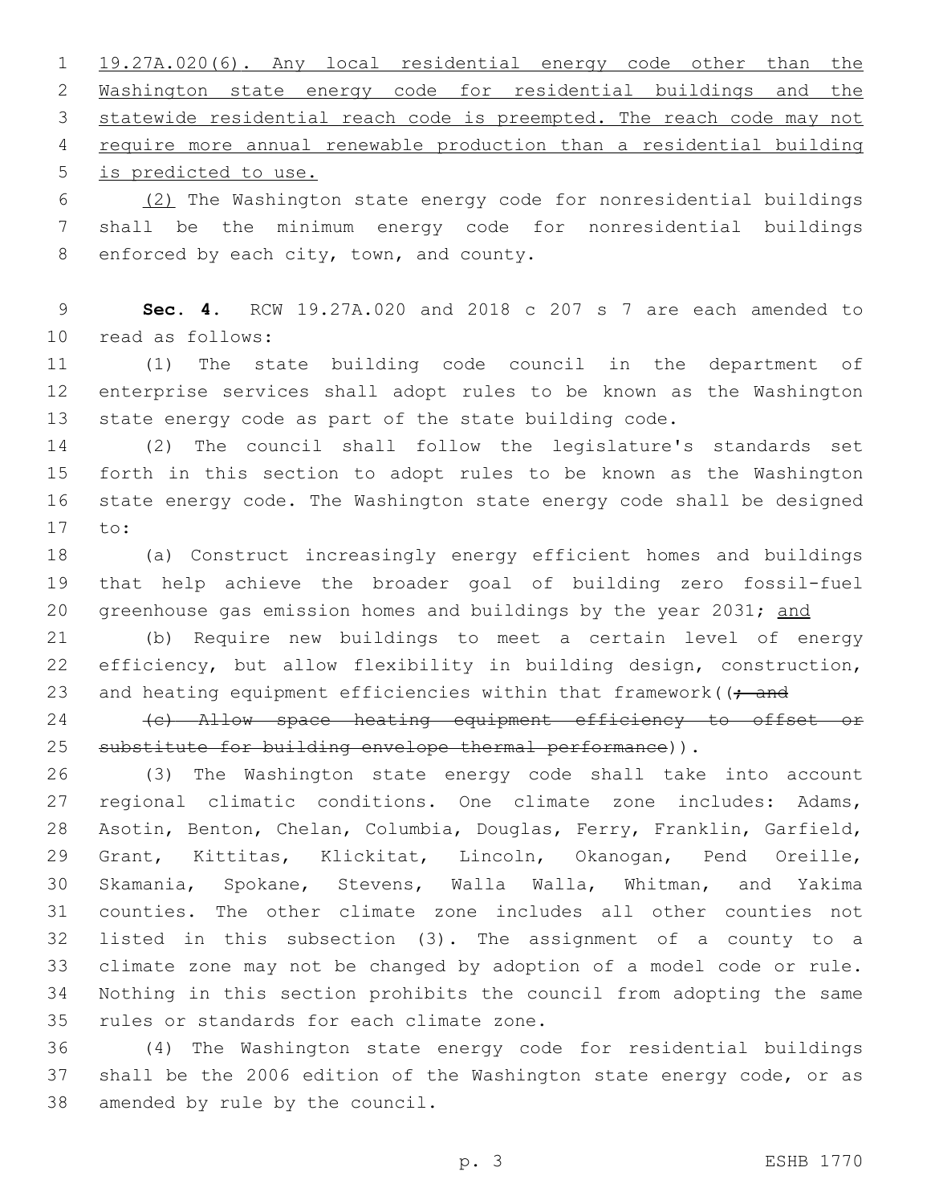19.27A.020(6). Any local residential energy code other than the Washington state energy code for residential buildings and the statewide residential reach code is preempted. The reach code may not require more annual renewable production than a residential building is predicted to use.

(2) The Washington state energy code for nonresidential buildings shall be the minimum energy code for nonresidential buildings enforced by each city, town, and county.

**Sec. 4.** RCW 19.27A.020 and 2018 c 207 s 7 are each amended to read as follows:

(1) The state building code council in the department of enterprise services shall adopt rules to be known as the Washington state energy code as part of the state building code.

(2) The council shall follow the legislature's standards set forth in this section to adopt rules to be known as the Washington state energy code. The Washington state energy code shall be designed to:

(a) Construct increasingly energy efficient homes and buildings that help achieve the broader goal of building zero fossil-fuel greenhouse gas emission homes and buildings by the year 2031; and

(b) Require new buildings to meet a certain level of energy efficiency, but allow flexibility in building design, construction, and heating equipment efficiencies within that framework((; and

(c) Allow space heating equipment efficiency to offset or substitute for building envelope thermal performance)).

(3) The Washington state energy code shall take into account regional climatic conditions. One climate zone includes: Adams, Asotin, Benton, Chelan, Columbia, Douglas, Ferry, Franklin, Garfield, Grant, Kittitas, Klickitat, Lincoln, Okanogan, Pend Oreille, Skamania, Spokane, Stevens, Walla Walla, Whitman, and Yakima counties. The other climate zone includes all other counties not listed in this subsection (3). The assignment of a county to a climate zone may not be changed by adoption of a model code or rule. Nothing in this section prohibits the council from adopting the same rules or standards for each climate zone.

(4) The Washington state energy code for residential buildings shall be the 2006 edition of the Washington state energy code, or as amended by rule by the council.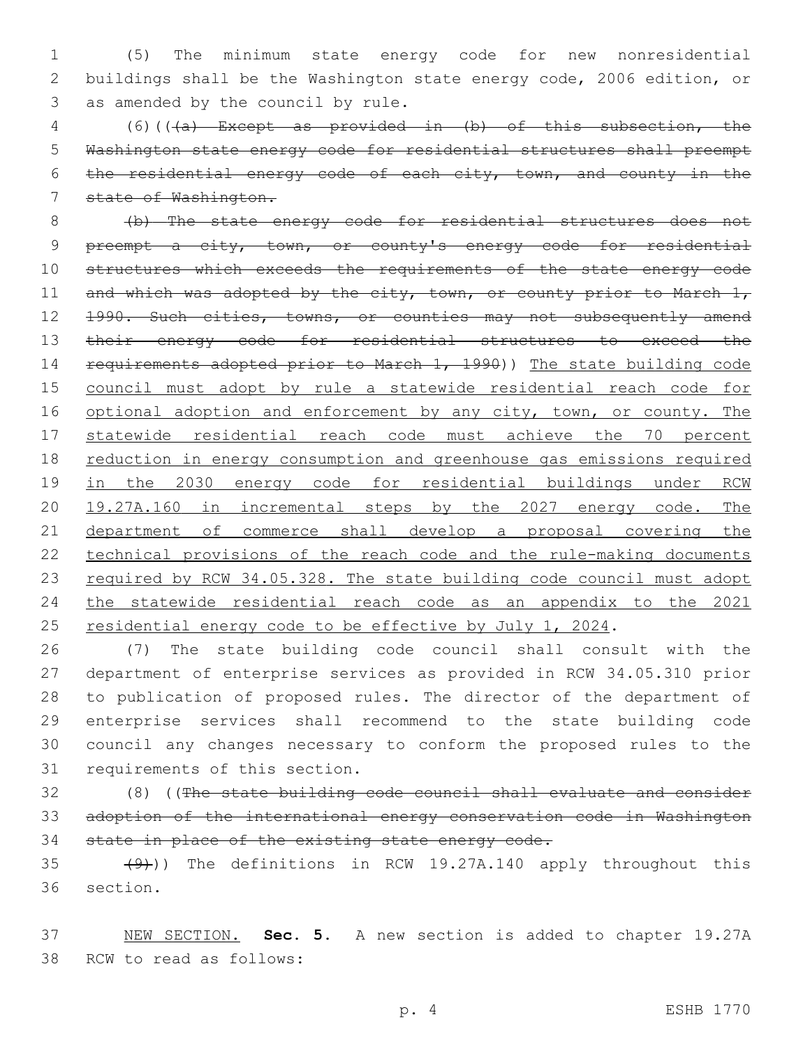(5) The minimum state energy code for new nonresidential buildings shall be the Washington state energy code, 2006 edition, or as amended by the council by rule.

(6)((~~(a) Except as provided in (b) of this subsection, the Washington state energy code for residential structures shall preempt the residential energy code of each city, town, and county in the state of Washington.~~

~~(b) The state energy code for residential structures does not preempt a city, town, or county's energy code for residential structures which exceeds the requirements of the state energy code and which was adopted by the city, town, or county prior to March 1, 1990. Such cities, towns, or counties may not subsequently amend their energy code for residential structures to exceed the requirements adopted prior to March 1, 1990~~)) <u>The state building code council must adopt by rule a statewide residential reach code for optional adoption and enforcement by any city, town, or county. The statewide residential reach code must achieve the 70 percent reduction in energy consumption and greenhouse gas emissions required in the 2030 energy code for residential buildings under RCW 19.27A.160 in incremental steps by the 2027 energy code. The department of commerce shall develop a proposal covering the technical provisions of the reach code and the rule-making documents required by RCW 34.05.328. The state building code council must adopt the statewide residential reach code as an appendix to the 2021 residential energy code to be effective by July 1, 2024</u>.

(7) The state building code council shall consult with the department of enterprise services as provided in RCW 34.05.310 prior to publication of proposed rules. The director of the department of enterprise services shall recommend to the state building code council any changes necessary to conform the proposed rules to the requirements of this section.

(8) ((~~The state building code council shall evaluate and consider adoption of the international energy conservation code in Washington state in place of the existing state energy code.~~

~~(9)~~)) The definitions in RCW 19.27A.140 apply throughout this section.

<u>NEW SECTION.</u> **Sec. 5.** A new section is added to chapter 19.27A RCW to read as follows: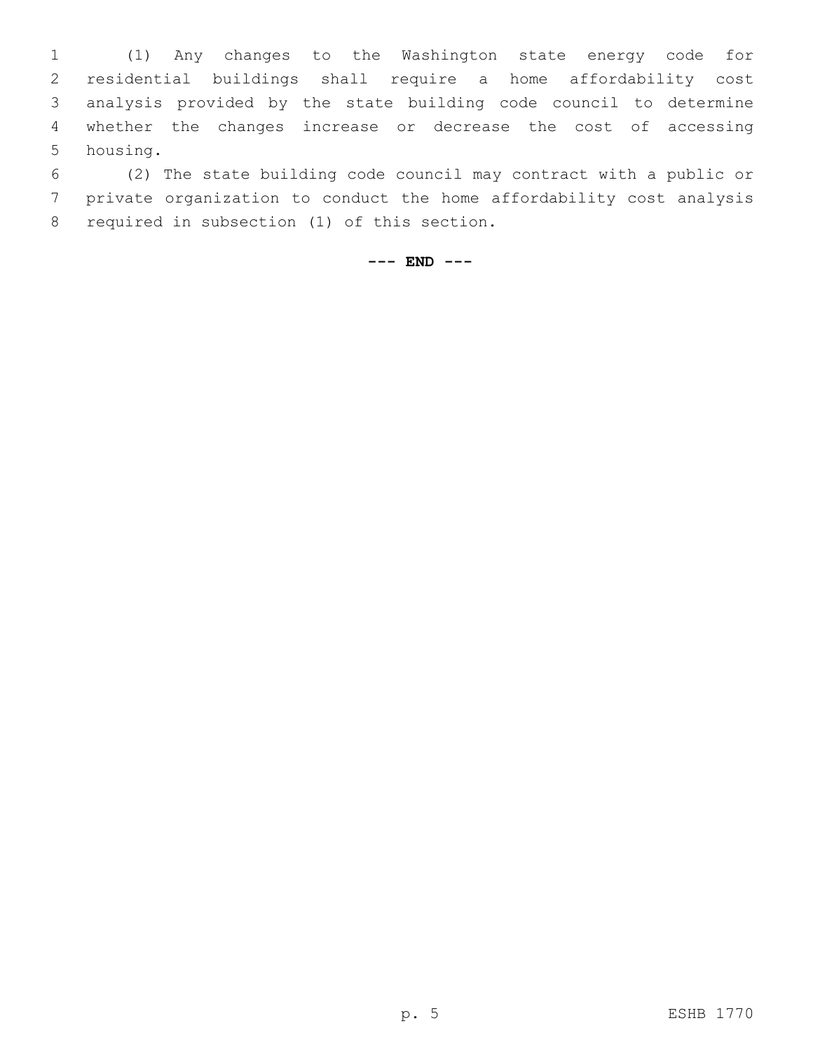(1) Any changes to the Washington state energy code for residential buildings shall require a home affordability cost analysis provided by the state building code council to determine whether the changes increase or decrease the cost of accessing housing.

(2) The state building code council may contract with a public or private organization to conduct the home affordability cost analysis required in subsection (1) of this section.

**--- END ---**